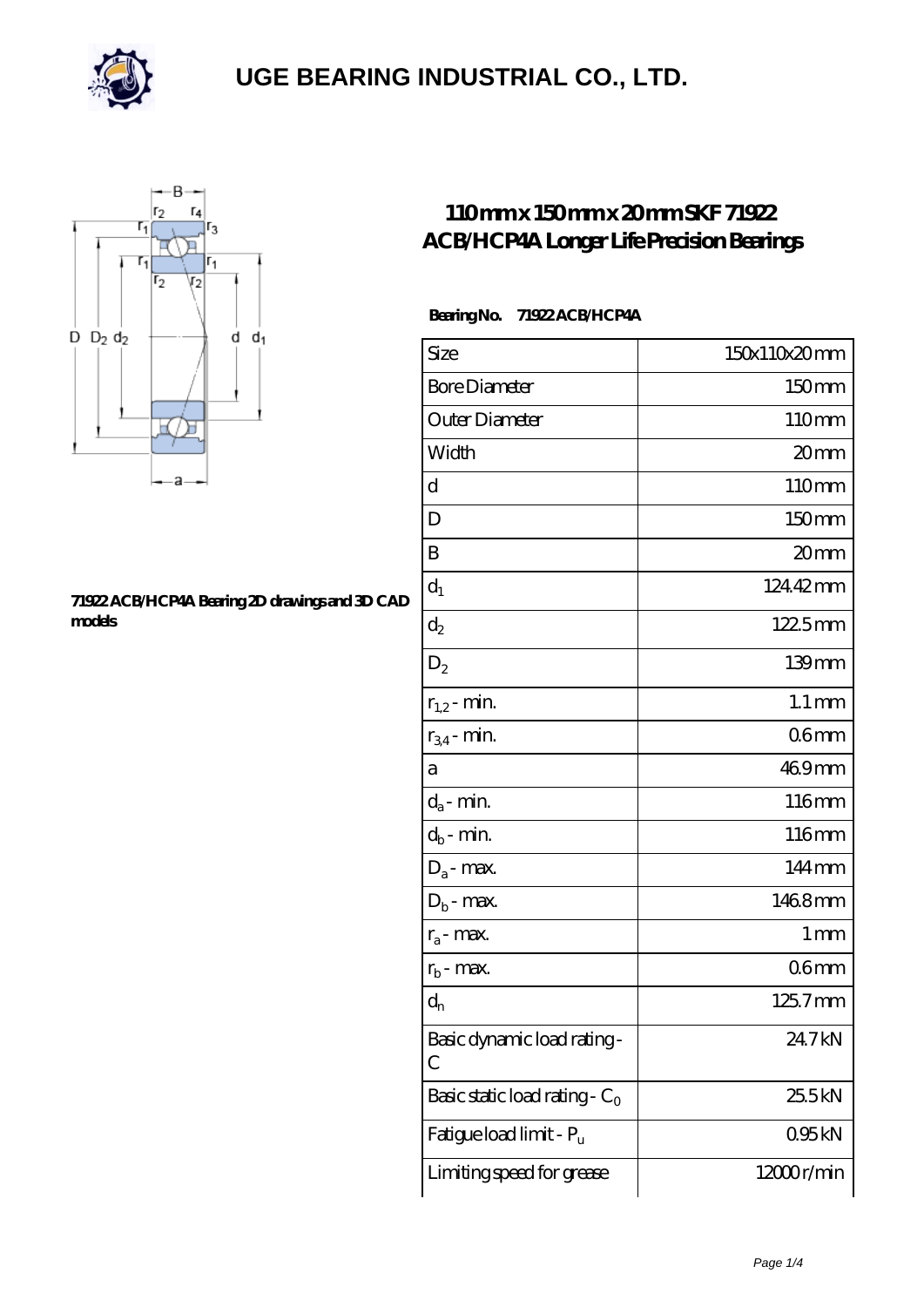# UGE BEARING INDUSTRIAL CO., LTD.

## 110 mm x 150 mm x 20 mm SKF 71922 ACB/HCP4A Longer Life Precision Bearings

71922 ACB/HCP4A Bearing 2D drawings and 3D CAD models

**Bearing No.** 71922 ACB/HCP4A

| Size | 150x110x20 mm |
|---|---|
| Bore Diameter | 150 mm |
| Outer Diameter | 110 mm |
| Width | 20 mm |
| d | 110 mm |
| D | 150 mm |
| B | 20 mm |
| $d_1$ | 124.42 mm |
| $d_2$ | 122.5 mm |
| $D_2$ | 139 mm |
| $r_{1,2}$ - min. | 1.1 mm |
| $r_{3,4}$ - min. | 0.6 mm |
| a | 46.9 mm |
| $d_a$ - min. | 116 mm |
| $d_b$ - min. | 116 mm |
| $D_a$ - max. | 144 mm |
| $D_b$ - max. | 146.8 mm |
| $r_a$ - max. | 1 mm |
| $r_b$ - max. | 0.6 mm |
| $d_n$ | 125.7 mm |
| Basic dynamic load rating - C | 24.7 kN |
| Basic static load rating - $C_0$ | 25.5 kN |
| Fatigue load limit - $P_u$ | 0.95 kN |
| Limiting speed for grease | 12000 r/min |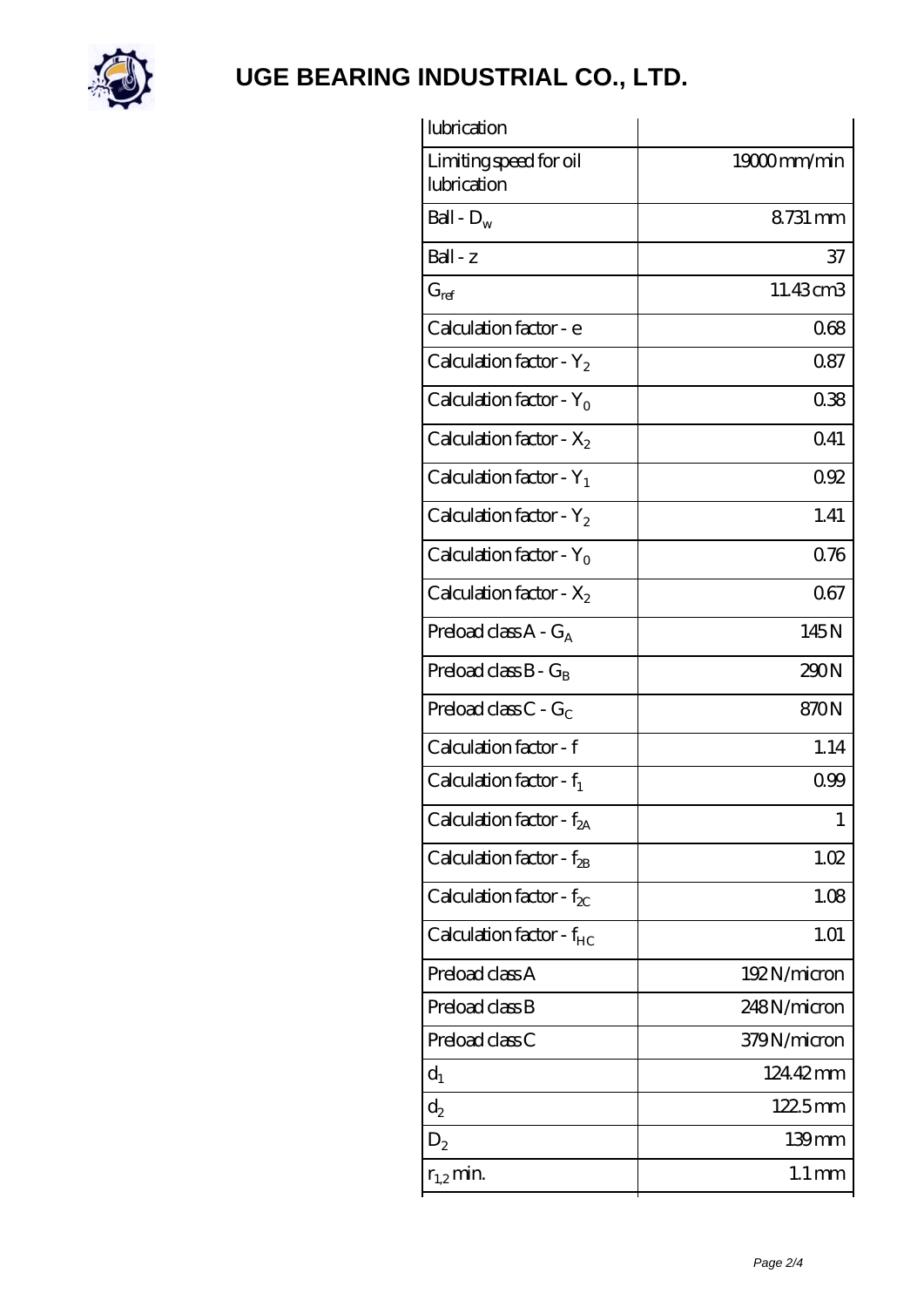# UGE BEARING INDUSTRIAL CO., LTD.

| lubrication | |
|---|---|
| Limiting speed for oil lubrication | 19000 mm/min |
| Ball - $D_w$ | 8.731 mm |
| Ball - z | 37 |
| $G_{ref}$ | 11.43 cm3 |
| Calculation factor - e | 0.68 |
| Calculation factor - $Y_2$ | 0.87 |
| Calculation factor - $Y_0$ | 0.38 |
| Calculation factor - $X_2$ | 0.41 |
| Calculation factor - $Y_1$ | 0.92 |
| Calculation factor - $Y_2$ | 1.41 |
| Calculation factor - $Y_0$ | 0.76 |
| Calculation factor - $X_2$ | 0.67 |
| Preload class A - $G_A$ | 145 N |
| Preload class B - $G_B$ | 290 N |
| Preload class C - $G_C$ | 870 N |
| Calculation factor - f | 1.14 |
| Calculation factor - $f_1$ | 0.99 |
| Calculation factor - $f_{2A}$ | 1 |
| Calculation factor - $f_{2B}$ | 1.02 |
| Calculation factor - $f_{2C}$ | 1.08 |
| Calculation factor - $f_{HC}$ | 1.01 |
| Preload class A | 192 N/micron |
| Preload class B | 248 N/micron |
| Preload class C | 379 N/micron |
| $d_1$ | 124.42 mm |
| $d_2$ | 122.5 mm |
| $D_2$ | 139 mm |
| $r_{1,2}$ min. | 1.1 mm |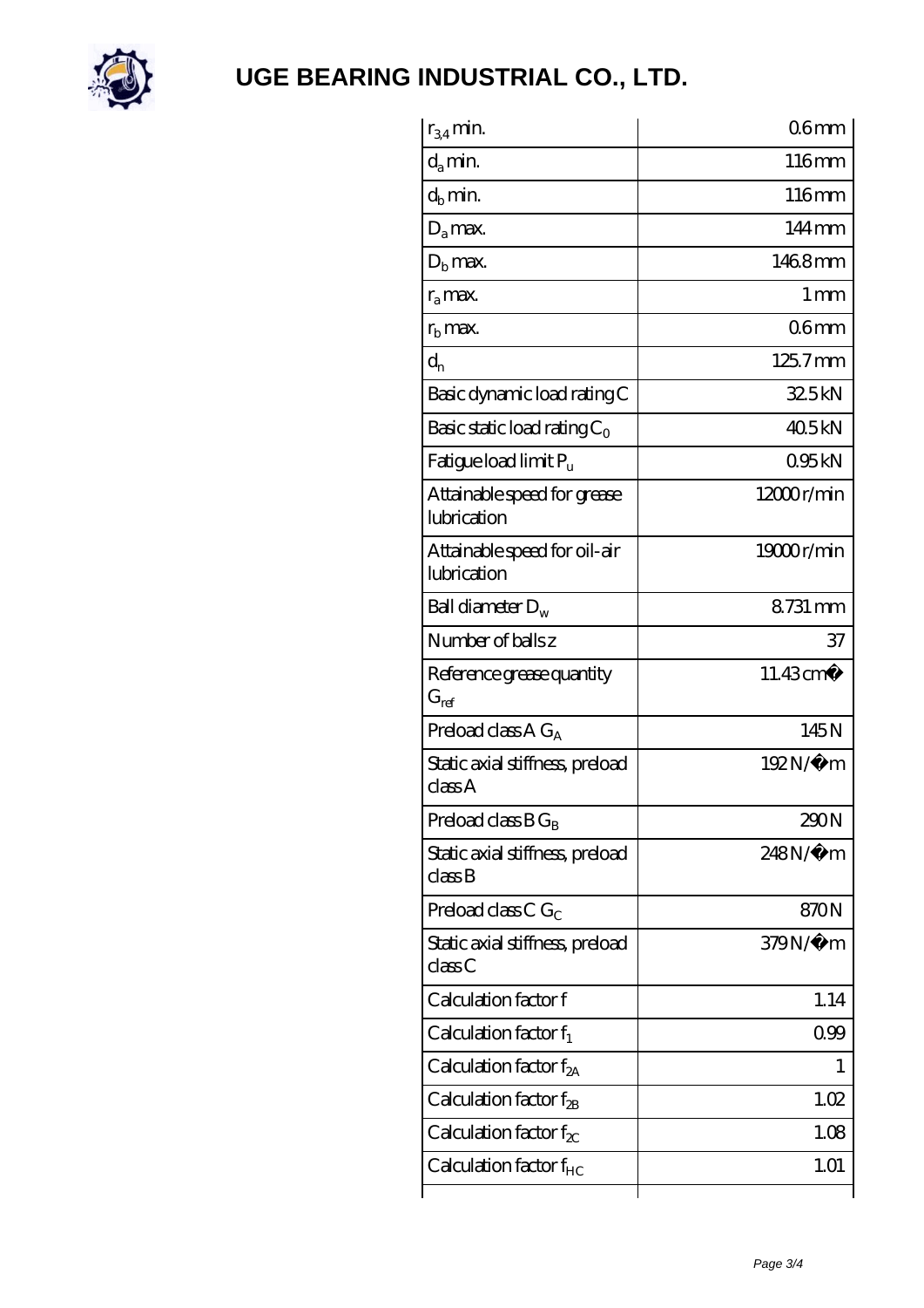# UGE BEARING INDUSTRIAL CO., LTD.

| | |
|---|---|
| $r_{3,4}$ min. | 0.6 mm |
| $d_a$ min. | 116 mm |
| $d_b$ min. | 116 mm |
| $D_a$ max. | 144 mm |
| $D_b$ max. | 146.8 mm |
| $r_a$ max. | 1 mm |
| $r_b$ max. | 0.6 mm |
| $d_n$ | 125.7 mm |
| Basic dynamic load rating C | 32.5 kN |
| Basic static load rating $C_0$ | 40.5 kN |
| Fatigue load limit $P_u$ | 0.95 kN |
| Attainable speed for grease lubrication | 12000 r/min |
| Attainable speed for oil-air lubrication | 19000 r/min |
| Ball diameter $D_w$ | 8.731 mm |
| Number of balls z | 37 |
| Reference grease quantity $G_{ref}$ | 11.43 cm� |
| Preload class A $G_A$ | 145 N |
| Static axial stiffness, preload class A | 192 N/�m |
| Preload class B $G_B$ | 290 N |
| Static axial stiffness, preload class B | 248 N/�m |
| Preload class C $G_C$ | 870 N |
| Static axial stiffness, preload class C | 379 N/�m |
| Calculation factor f | 1.14 |
| Calculation factor $f_1$ | 0.99 |
| Calculation factor $f_{2A}$ | 1 |
| Calculation factor $f_{2B}$ | 1.02 |
| Calculation factor $f_{2C}$ | 1.08 |
| Calculation factor $f_{HC}$ | 1.01 |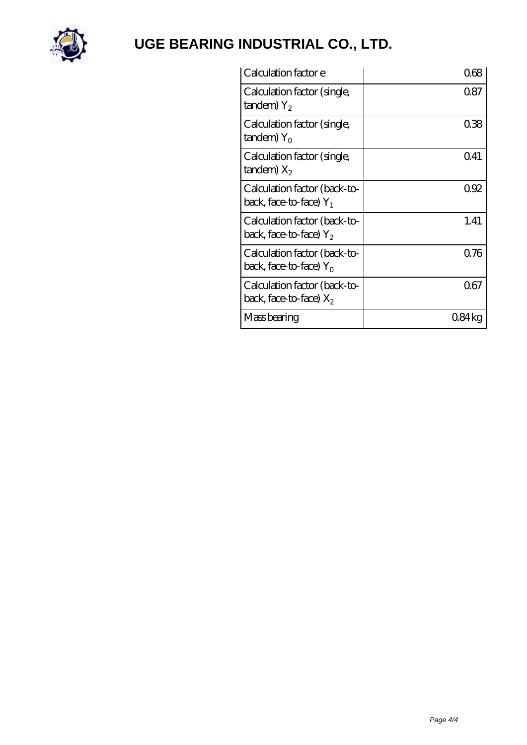| | |
|---|---|
| Calculation factor e | 0.68 |
| Calculation factor (single, tandem) $Y_2$ | 0.87 |
| Calculation factor (single, tandem) $Y_0$ | 0.38 |
| Calculation factor (single, tandem) $X_2$ | 0.41 |
| Calculation factor (back-to-back, face-to-face) $Y_1$ | 0.92 |
| Calculation factor (back-to-back, face-to-face) $Y_2$ | 1.41 |
| Calculation factor (back-to-back, face-to-face) $Y_0$ | 0.76 |
| Calculation factor (back-to-back, face-to-face) $X_2$ | 0.67 |
| Mass bearing | 0.84 kg |